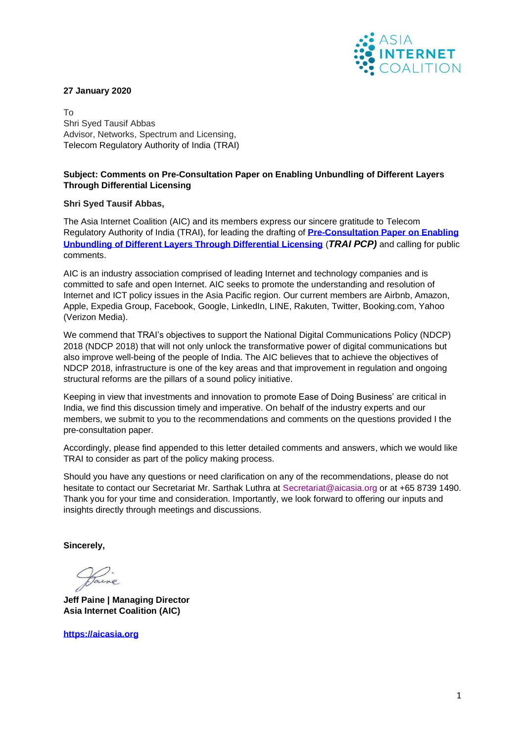**27 January 2020**

To
Shri Syed Tausif Abbas
Advisor, Networks, Spectrum and Licensing,
Telecom Regulatory Authority of India (TRAI)

**Subject: Comments on Pre-Consultation Paper on Enabling Unbundling of Different Layers Through Differential Licensing**

**Shri Syed Tausif Abbas,**

The Asia Internet Coalition (AIC) and its members express our sincere gratitude to Telecom Regulatory Authority of India (TRAI), for leading the drafting of **Pre-Consultation Paper on Enabling Unbundling of Different Layers Through Differential Licensing** (***TRAI PCP)*** and calling for public comments.

AIC is an industry association comprised of leading Internet and technology companies and is committed to safe and open Internet. AIC seeks to promote the understanding and resolution of Internet and ICT policy issues in the Asia Pacific region. Our current members are Airbnb, Amazon, Apple, Expedia Group, Facebook, Google, LinkedIn, LINE, Rakuten, Twitter, Booking.com, Yahoo (Verizon Media).

We commend that TRAI's objectives to support the National Digital Communications Policy (NDCP) 2018 (NDCP 2018) that will not only unlock the transformative power of digital communications but also improve well-being of the people of India. The AIC believes that to achieve the objectives of NDCP 2018, infrastructure is one of the key areas and that improvement in regulation and ongoing structural reforms are the pillars of a sound policy initiative.

Keeping in view that investments and innovation to promote Ease of Doing Business' are critical in India, we find this discussion timely and imperative. On behalf of the industry experts and our members, we submit to you to the recommendations and comments on the questions provided I the pre-consultation paper.

Accordingly, please find appended to this letter detailed comments and answers, which we would like TRAI to consider as part of the policy making process.

Should you have any questions or need clarification on any of the recommendations, please do not hesitate to contact our Secretariat Mr. Sarthak Luthra at Secretariat@aicasia.org or at +65 8739 1490. Thank you for your time and consideration. Importantly, we look forward to offering our inputs and insights directly through meetings and discussions.

**Sincerely,**

**Jeff Paine | Managing Director**
**Asia Internet Coalition (AIC)**

**https://aicasia.org**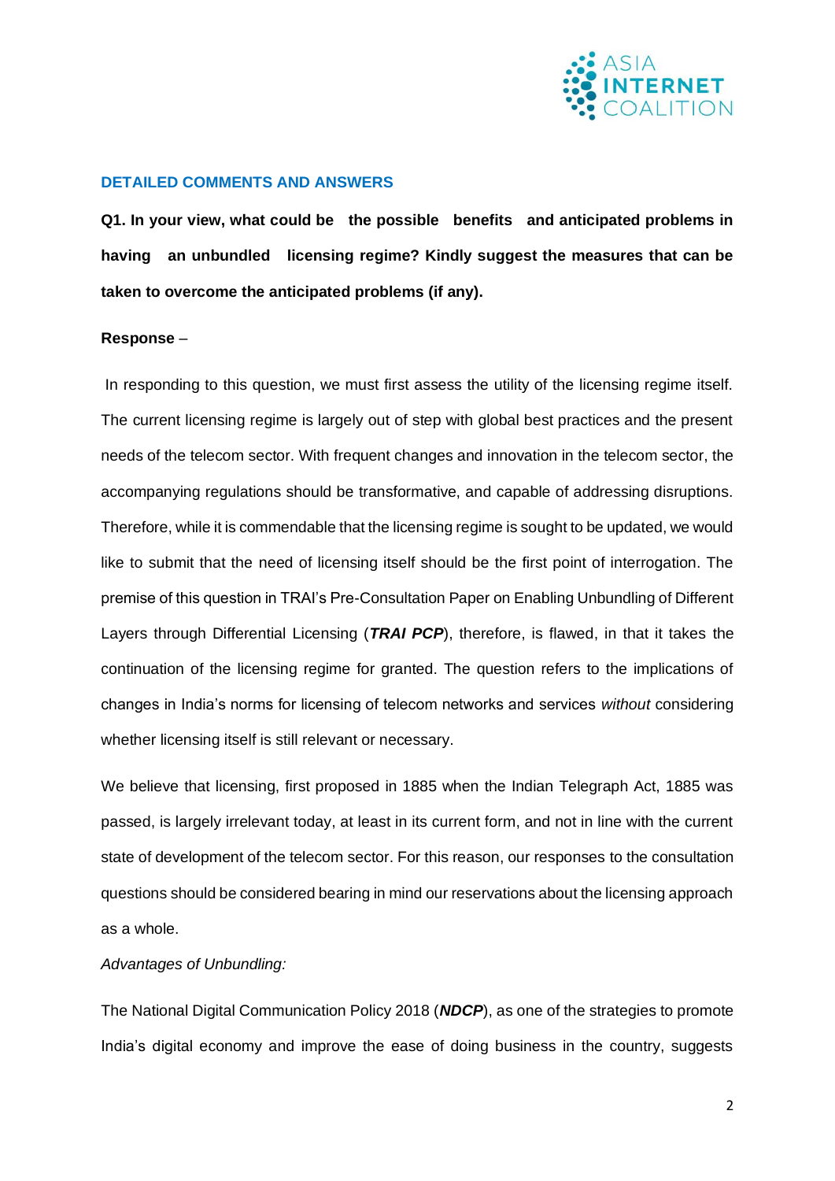## DETAILED COMMENTS AND ANSWERS

**Q1. In your view, what could be the possible benefits and anticipated problems in having an unbundled licensing regime? Kindly suggest the measures that can be taken to overcome the anticipated problems (if any).**

**Response** –

In responding to this question, we must first assess the utility of the licensing regime itself. The current licensing regime is largely out of step with global best practices and the present needs of the telecom sector. With frequent changes and innovation in the telecom sector, the accompanying regulations should be transformative, and capable of addressing disruptions. Therefore, while it is commendable that the licensing regime is sought to be updated, we would like to submit that the need of licensing itself should be the first point of interrogation. The premise of this question in TRAI's Pre-Consultation Paper on Enabling Unbundling of Different Layers through Differential Licensing (***TRAI PCP***), therefore, is flawed, in that it takes the continuation of the licensing regime for granted. The question refers to the implications of changes in India's norms for licensing of telecom networks and services *without* considering whether licensing itself is still relevant or necessary.

We believe that licensing, first proposed in 1885 when the Indian Telegraph Act, 1885 was passed, is largely irrelevant today, at least in its current form, and not in line with the current state of development of the telecom sector. For this reason, our responses to the consultation questions should be considered bearing in mind our reservations about the licensing approach as a whole.

*Advantages of Unbundling:*

The National Digital Communication Policy 2018 (***NDCP***), as one of the strategies to promote India's digital economy and improve the ease of doing business in the country, suggests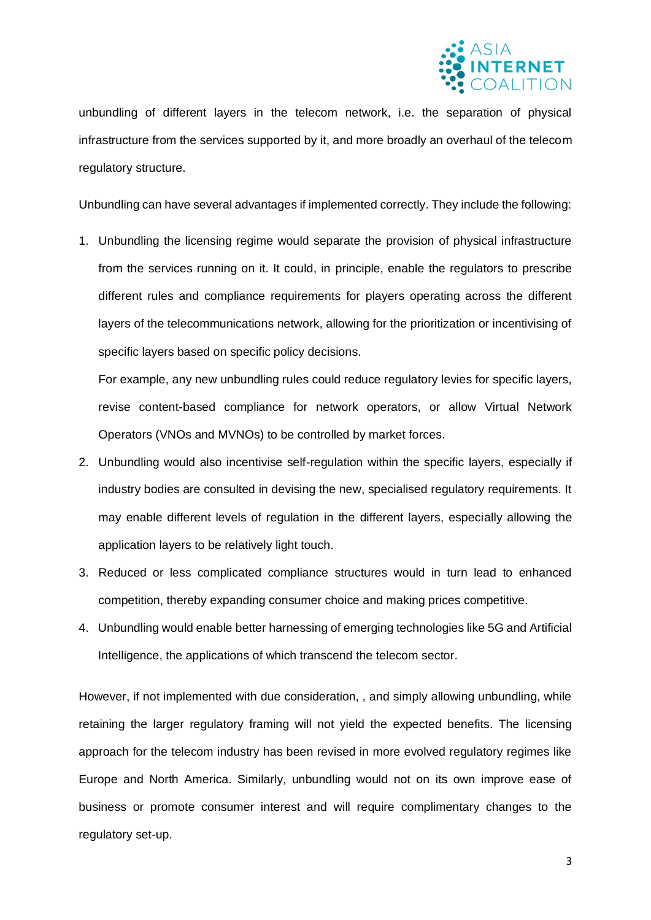unbundling of different layers in the telecom network, i.e. the separation of physical infrastructure from the services supported by it, and more broadly an overhaul of the telecom regulatory structure.

Unbundling can have several advantages if implemented correctly. They include the following:

1. Unbundling the licensing regime would separate the provision of physical infrastructure from the services running on it. It could, in principle, enable the regulators to prescribe different rules and compliance requirements for players operating across the different layers of the telecommunications network, allowing for the prioritization or incentivising of specific layers based on specific policy decisions.

   For example, any new unbundling rules could reduce regulatory levies for specific layers, revise content-based compliance for network operators, or allow Virtual Network Operators (VNOs and MVNOs) to be controlled by market forces.

2. Unbundling would also incentivise self-regulation within the specific layers, especially if industry bodies are consulted in devising the new, specialised regulatory requirements. It may enable different levels of regulation in the different layers, especially allowing the application layers to be relatively light touch.

3. Reduced or less complicated compliance structures would in turn lead to enhanced competition, thereby expanding consumer choice and making prices competitive.

4. Unbundling would enable better harnessing of emerging technologies like 5G and Artificial Intelligence, the applications of which transcend the telecom sector.

However, if not implemented with due consideration, , and simply allowing unbundling, while retaining the larger regulatory framing will not yield the expected benefits. The licensing approach for the telecom industry has been revised in more evolved regulatory regimes like Europe and North America. Similarly, unbundling would not on its own improve ease of business or promote consumer interest and will require complimentary changes to the regulatory set-up.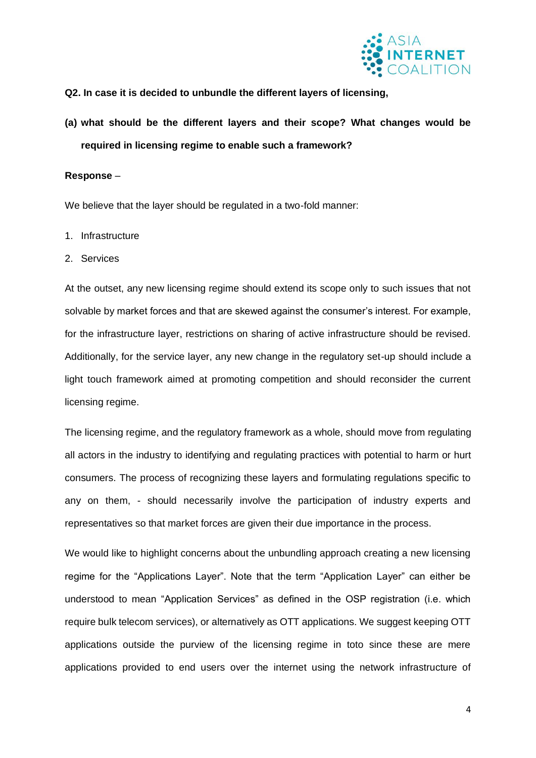**Q2. In case it is decided to unbundle the different layers of licensing,**

**(a) what should be the different layers and their scope? What changes would be required in licensing regime to enable such a framework?**

**Response** –

We believe that the layer should be regulated in a two-fold manner:

1. Infrastructure
2. Services

At the outset, any new licensing regime should extend its scope only to such issues that not solvable by market forces and that are skewed against the consumer's interest. For example, for the infrastructure layer, restrictions on sharing of active infrastructure should be revised. Additionally, for the service layer, any new change in the regulatory set-up should include a light touch framework aimed at promoting competition and should reconsider the current licensing regime.

The licensing regime, and the regulatory framework as a whole, should move from regulating all actors in the industry to identifying and regulating practices with potential to harm or hurt consumers. The process of recognizing these layers and formulating regulations specific to any on them, - should necessarily involve the participation of industry experts and representatives so that market forces are given their due importance in the process.

We would like to highlight concerns about the unbundling approach creating a new licensing regime for the "Applications Layer". Note that the term "Application Layer" can either be understood to mean "Application Services" as defined in the OSP registration (i.e. which require bulk telecom services), or alternatively as OTT applications. We suggest keeping OTT applications outside the purview of the licensing regime in toto since these are mere applications provided to end users over the internet using the network infrastructure of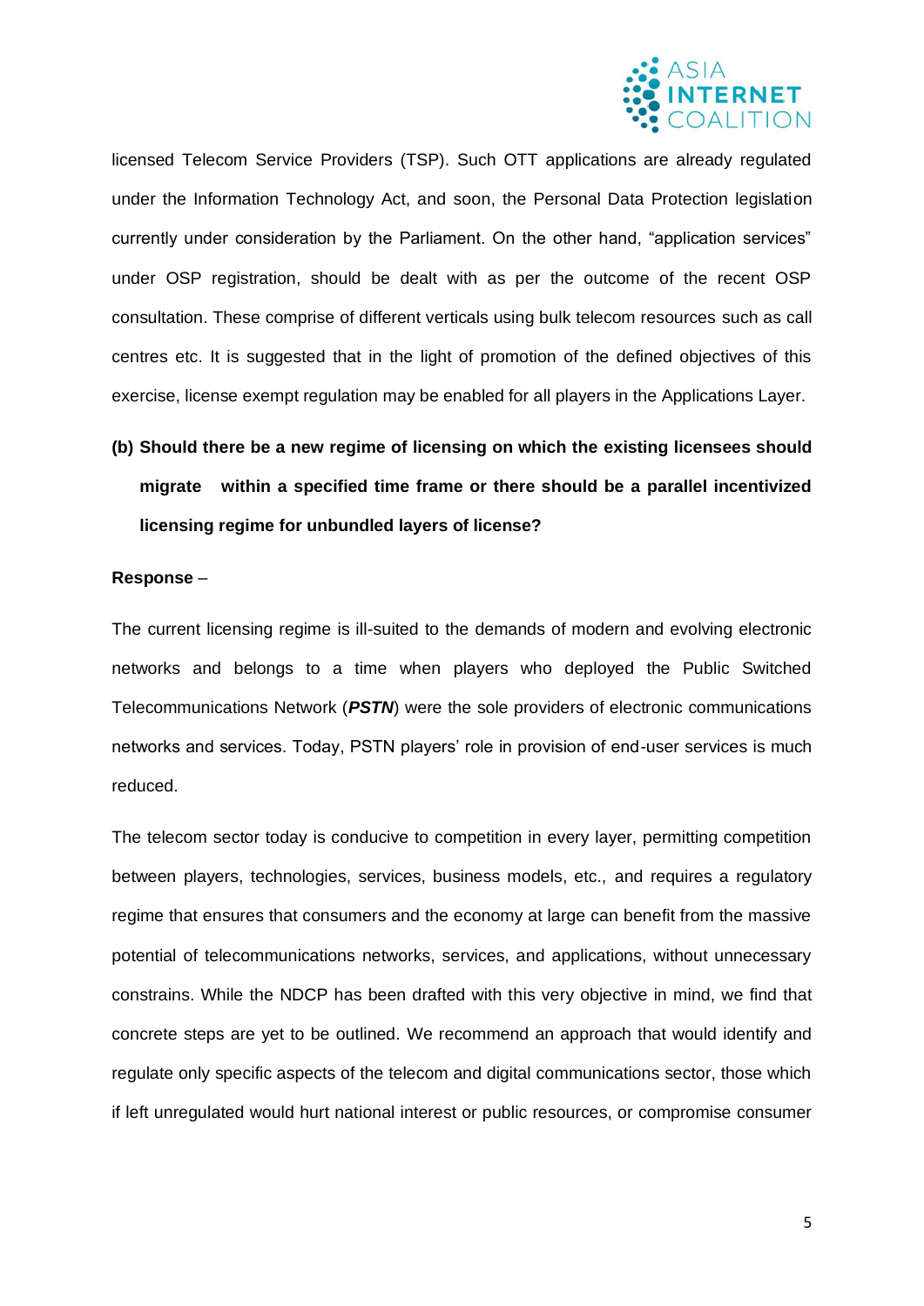licensed Telecom Service Providers (TSP). Such OTT applications are already regulated under the Information Technology Act, and soon, the Personal Data Protection legislation currently under consideration by the Parliament. On the other hand, "application services" under OSP registration, should be dealt with as per the outcome of the recent OSP consultation. These comprise of different verticals using bulk telecom resources such as call centres etc. It is suggested that in the light of promotion of the defined objectives of this exercise, license exempt regulation may be enabled for all players in the Applications Layer.

**(b) Should there be a new regime of licensing on which the existing licensees should migrate within a specified time frame or there should be a parallel incentivized licensing regime for unbundled layers of license?**

**Response** –

The current licensing regime is ill-suited to the demands of modern and evolving electronic networks and belongs to a time when players who deployed the Public Switched Telecommunications Network (***PSTN***) were the sole providers of electronic communications networks and services. Today, PSTN players' role in provision of end-user services is much reduced.

The telecom sector today is conducive to competition in every layer, permitting competition between players, technologies, services, business models, etc., and requires a regulatory regime that ensures that consumers and the economy at large can benefit from the massive potential of telecommunications networks, services, and applications, without unnecessary constrains. While the NDCP has been drafted with this very objective in mind, we find that concrete steps are yet to be outlined. We recommend an approach that would identify and regulate only specific aspects of the telecom and digital communications sector, those which if left unregulated would hurt national interest or public resources, or compromise consumer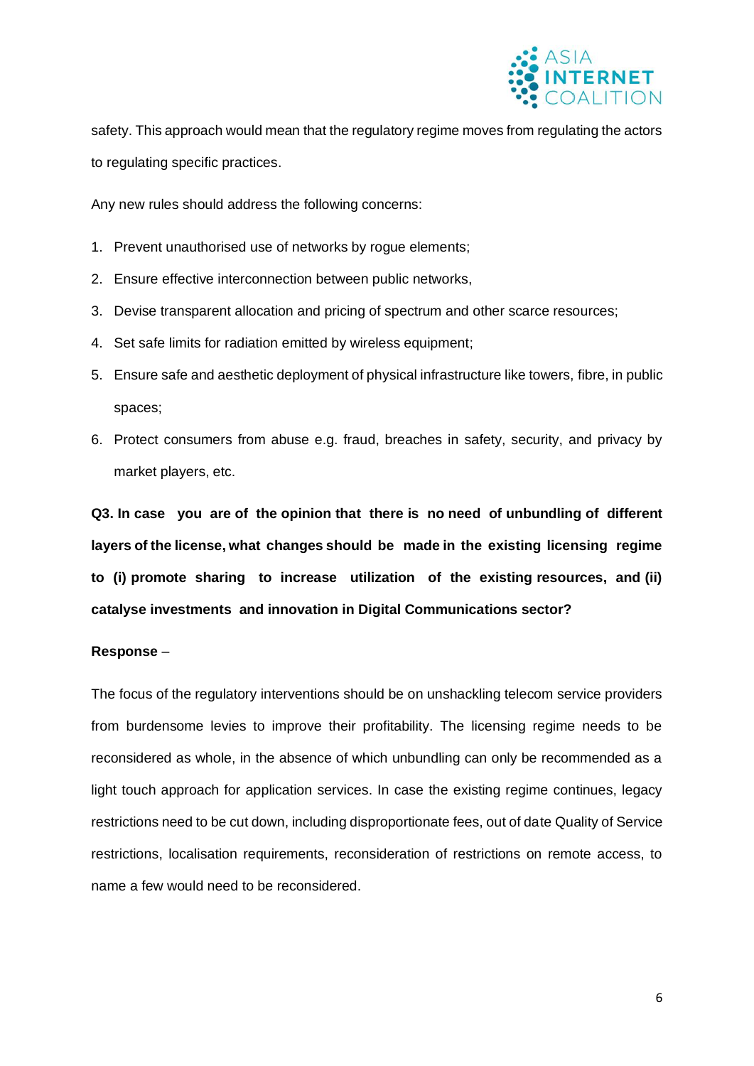safety. This approach would mean that the regulatory regime moves from regulating the actors to regulating specific practices.

Any new rules should address the following concerns:

1. Prevent unauthorised use of networks by rogue elements;
2. Ensure effective interconnection between public networks,
3. Devise transparent allocation and pricing of spectrum and other scarce resources;
4. Set safe limits for radiation emitted by wireless equipment;
5. Ensure safe and aesthetic deployment of physical infrastructure like towers, fibre, in public spaces;
6. Protect consumers from abuse e.g. fraud, breaches in safety, security, and privacy by market players, etc.

**Q3. In case you are of the opinion that there is no need of unbundling of different layers of the license, what changes should be made in the existing licensing regime to (i) promote sharing to increase utilization of the existing resources, and (ii) catalyse investments and innovation in Digital Communications sector?**

**Response** –

The focus of the regulatory interventions should be on unshackling telecom service providers from burdensome levies to improve their profitability. The licensing regime needs to be reconsidered as whole, in the absence of which unbundling can only be recommended as a light touch approach for application services. In case the existing regime continues, legacy restrictions need to be cut down, including disproportionate fees, out of date Quality of Service restrictions, localisation requirements, reconsideration of restrictions on remote access, to name a few would need to be reconsidered.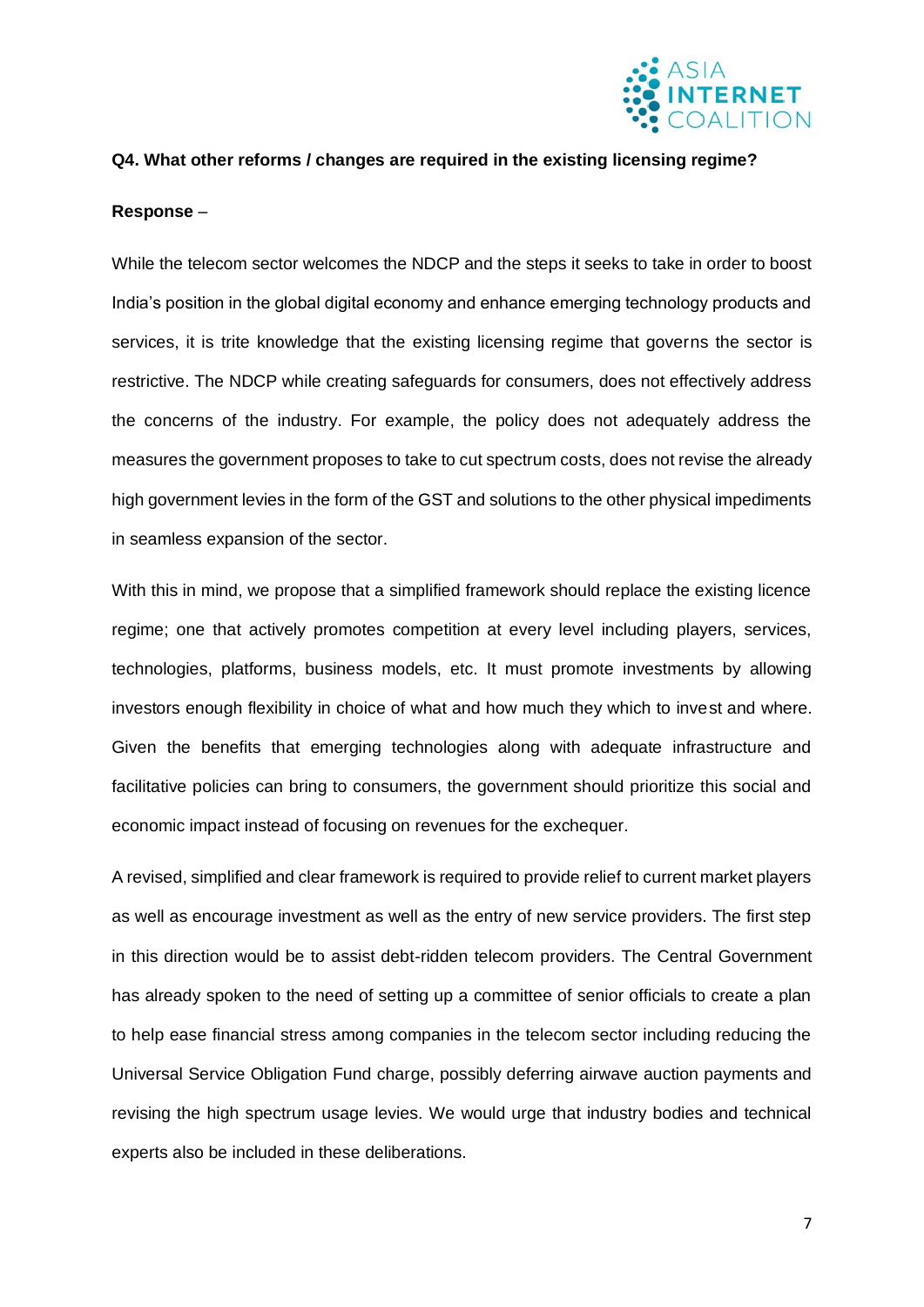**Q4. What other reforms / changes are required in the existing licensing regime?**

**Response** –

While the telecom sector welcomes the NDCP and the steps it seeks to take in order to boost India's position in the global digital economy and enhance emerging technology products and services, it is trite knowledge that the existing licensing regime that governs the sector is restrictive. The NDCP while creating safeguards for consumers, does not effectively address the concerns of the industry. For example, the policy does not adequately address the measures the government proposes to take to cut spectrum costs, does not revise the already high government levies in the form of the GST and solutions to the other physical impediments in seamless expansion of the sector.

With this in mind, we propose that a simplified framework should replace the existing licence regime; one that actively promotes competition at every level including players, services, technologies, platforms, business models, etc. It must promote investments by allowing investors enough flexibility in choice of what and how much they which to invest and where. Given the benefits that emerging technologies along with adequate infrastructure and facilitative policies can bring to consumers, the government should prioritize this social and economic impact instead of focusing on revenues for the exchequer.

A revised, simplified and clear framework is required to provide relief to current market players as well as encourage investment as well as the entry of new service providers. The first step in this direction would be to assist debt-ridden telecom providers. The Central Government has already spoken to the need of setting up a committee of senior officials to create a plan to help ease financial stress among companies in the telecom sector including reducing the Universal Service Obligation Fund charge, possibly deferring airwave auction payments and revising the high spectrum usage levies. We would urge that industry bodies and technical experts also be included in these deliberations.